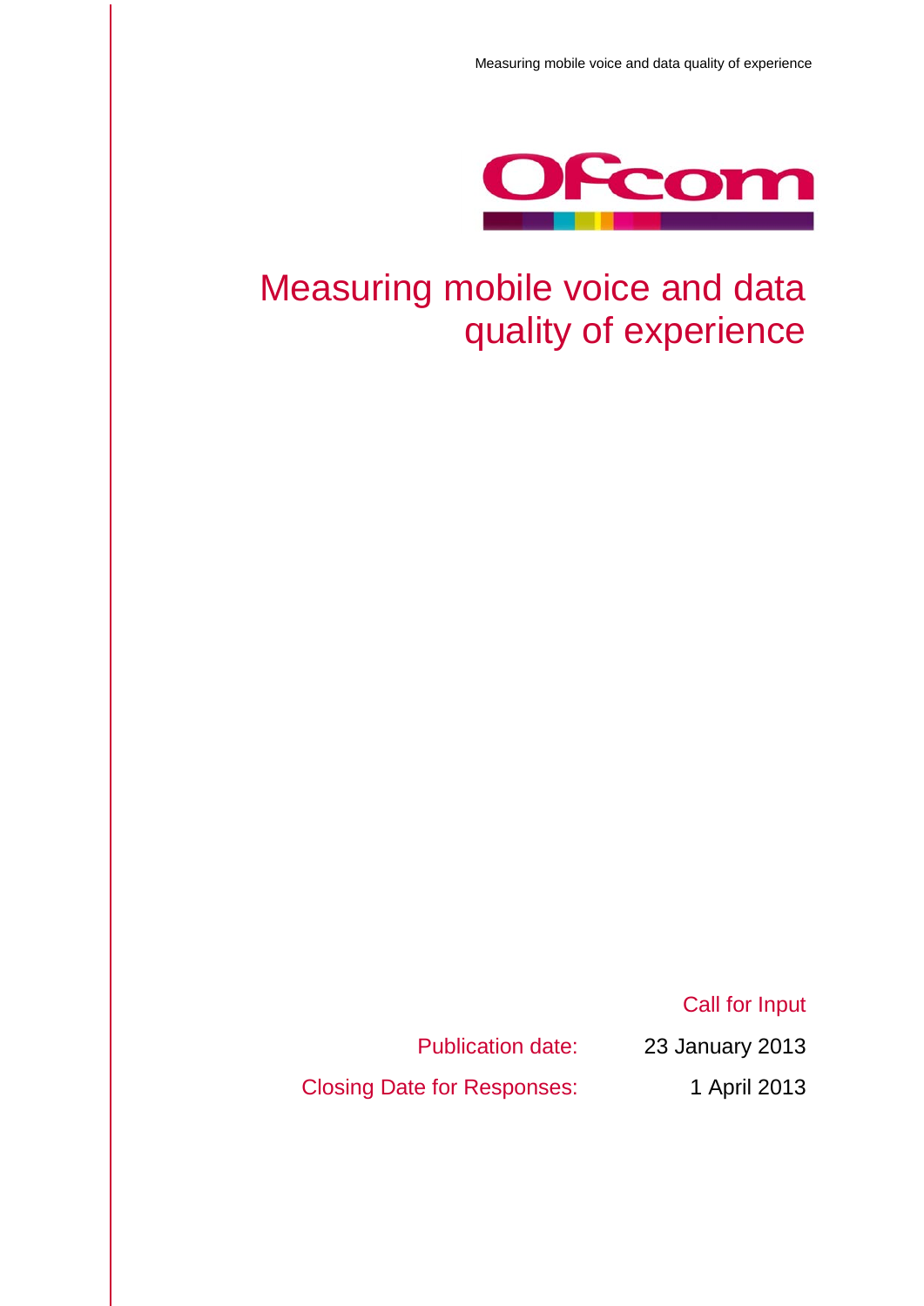# Measuring mobile voice and data quality of experience

Call for Input

Publication date: 23 January 2013

Closing Date for Responses: 1 April 2013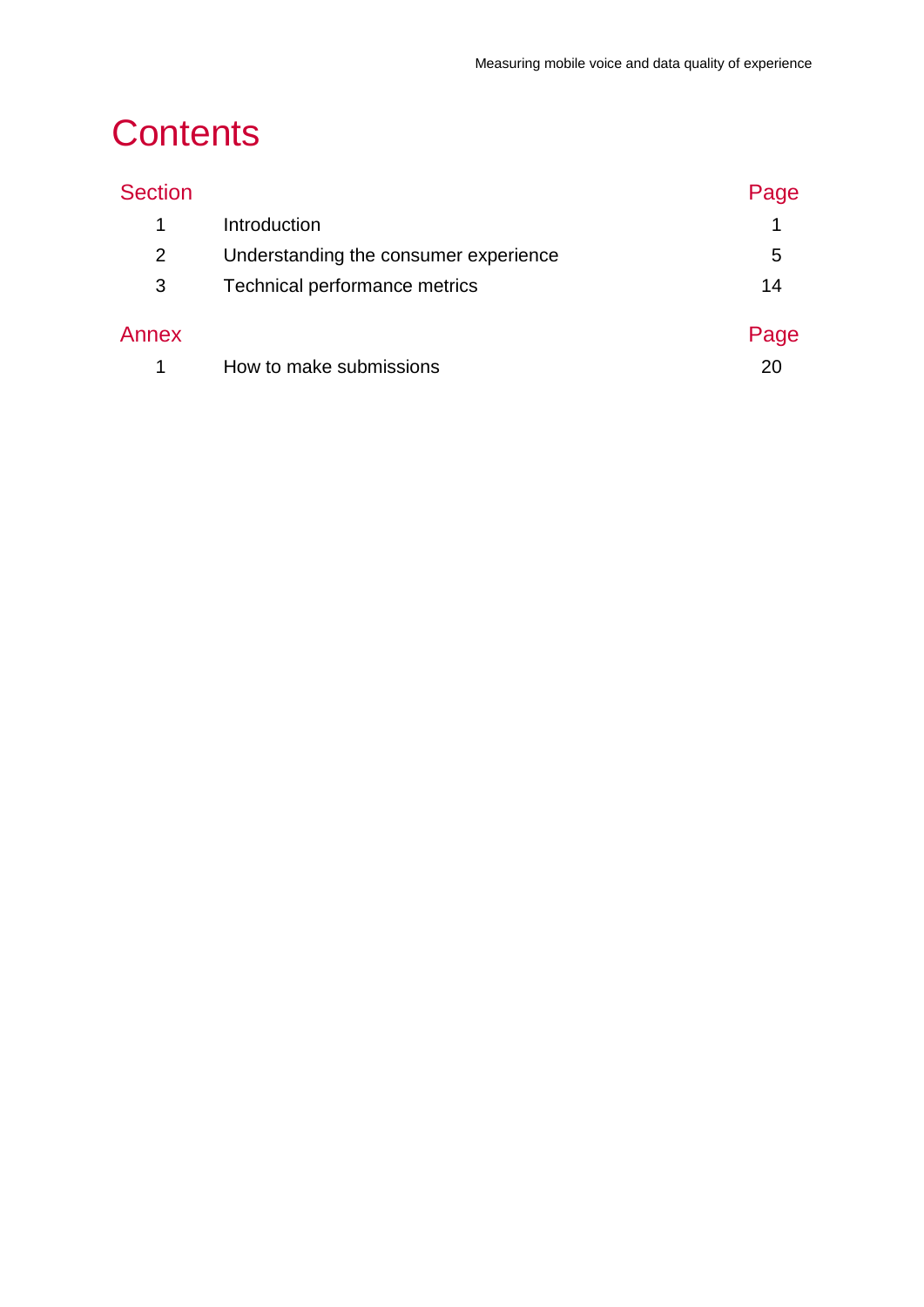# Contents

| Section | | Page |
| --- | --- | --- |
| 1 | Introduction | 1 |
| 2 | Understanding the consumer experience | 5 |
| 3 | Technical performance metrics | 14 |

| Annex | | Page |
| --- | --- | --- |
| 1 | How to make submissions | 20 |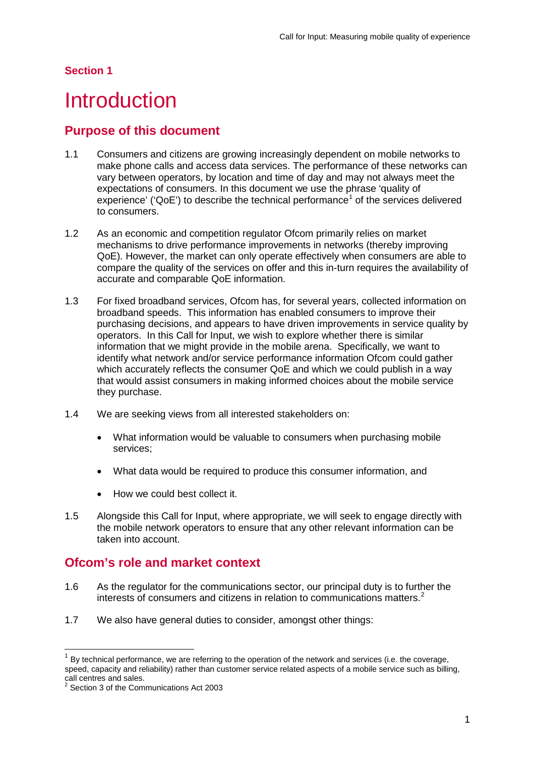**Section 1**

# Introduction

## Purpose of this document

1.1 Consumers and citizens are growing increasingly dependent on mobile networks to make phone calls and access data services. The performance of these networks can vary between operators, by location and time of day and may not always meet the expectations of consumers. In this document we use the phrase 'quality of experience' ('QoE') to describe the technical performance[1] of the services delivered to consumers.

1.2 As an economic and competition regulator Ofcom primarily relies on market mechanisms to drive performance improvements in networks (thereby improving QoE). However, the market can only operate effectively when consumers are able to compare the quality of the services on offer and this in-turn requires the availability of accurate and comparable QoE information.

1.3 For fixed broadband services, Ofcom has, for several years, collected information on broadband speeds. This information has enabled consumers to improve their purchasing decisions, and appears to have driven improvements in service quality by operators. In this Call for Input, we wish to explore whether there is similar information that we might provide in the mobile arena. Specifically, we want to identify what network and/or service performance information Ofcom could gather which accurately reflects the consumer QoE and which we could publish in a way that would assist consumers in making informed choices about the mobile service they purchase.

1.4 We are seeking views from all interested stakeholders on:

- What information would be valuable to consumers when purchasing mobile services;
- What data would be required to produce this consumer information, and
- How we could best collect it.

1.5 Alongside this Call for Input, where appropriate, we will seek to engage directly with the mobile network operators to ensure that any other relevant information can be taken into account.

## Ofcom's role and market context

1.6 As the regulator for the communications sector, our principal duty is to further the interests of consumers and citizens in relation to communications matters.[2]

1.7 We also have general duties to consider, amongst other things:

---

[1] By technical performance, we are referring to the operation of the network and services (i.e. the coverage, speed, capacity and reliability) rather than customer service related aspects of a mobile service such as billing, call centres and sales.

[2] Section 3 of the Communications Act 2003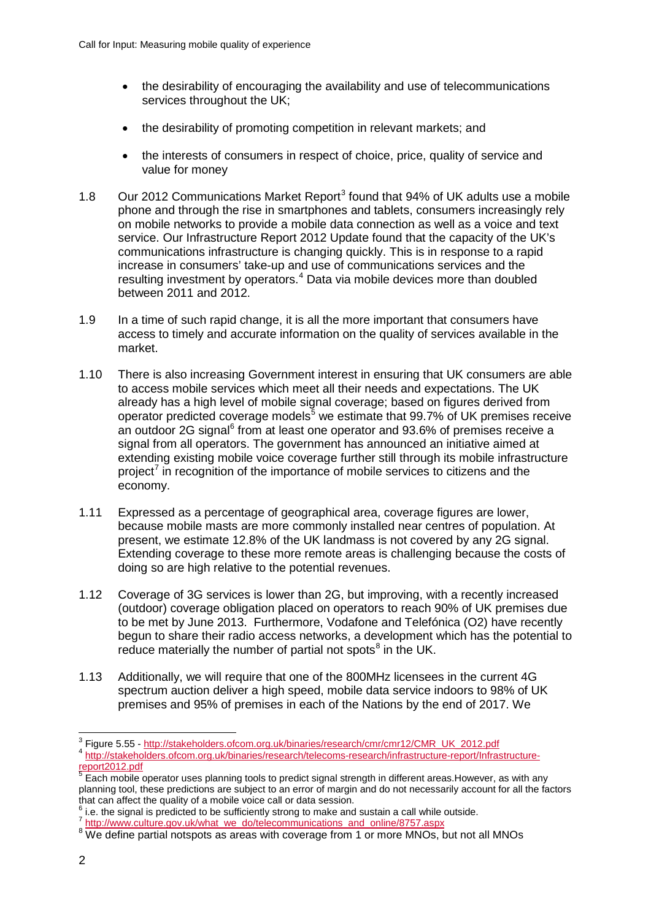- the desirability of encouraging the availability and use of telecommunications services throughout the UK;
- the desirability of promoting competition in relevant markets; and
- the interests of consumers in respect of choice, price, quality of service and value for money

1.8 Our 2012 Communications Market Report[3] found that 94% of UK adults use a mobile phone and through the rise in smartphones and tablets, consumers increasingly rely on mobile networks to provide a mobile data connection as well as a voice and text service. Our Infrastructure Report 2012 Update found that the capacity of the UK's communications infrastructure is changing quickly. This is in response to a rapid increase in consumers' take-up and use of communications services and the resulting investment by operators.[4] Data via mobile devices more than doubled between 2011 and 2012.

1.9 In a time of such rapid change, it is all the more important that consumers have access to timely and accurate information on the quality of services available in the market.

1.10 There is also increasing Government interest in ensuring that UK consumers are able to access mobile services which meet all their needs and expectations. The UK already has a high level of mobile signal coverage; based on figures derived from operator predicted coverage models[5] we estimate that 99.7% of UK premises receive an outdoor 2G signal[6] from at least one operator and 93.6% of premises receive a signal from all operators. The government has announced an initiative aimed at extending existing mobile voice coverage further still through its mobile infrastructure project[7] in recognition of the importance of mobile services to citizens and the economy.

1.11 Expressed as a percentage of geographical area, coverage figures are lower, because mobile masts are more commonly installed near centres of population. At present, we estimate 12.8% of the UK landmass is not covered by any 2G signal. Extending coverage to these more remote areas is challenging because the costs of doing so are high relative to the potential revenues.

1.12 Coverage of 3G services is lower than 2G, but improving, with a recently increased (outdoor) coverage obligation placed on operators to reach 90% of UK premises due to be met by June 2013. Furthermore, Vodafone and Telefónica (O2) have recently begun to share their radio access networks, a development which has the potential to reduce materially the number of partial not spots[8] in the UK.

1.13 Additionally, we will require that one of the 800MHz licensees in the current 4G spectrum auction deliver a high speed, mobile data service indoors to 98% of UK premises and 95% of premises in each of the Nations by the end of 2017. We

---

[3] Figure 5.55 - http://stakeholders.ofcom.org.uk/binaries/research/cmr/cmr12/CMR_UK_2012.pdf

[4] http://stakeholders.ofcom.org.uk/binaries/research/telecoms-research/infrastructure-report/Infrastructure-report2012.pdf

[5] Each mobile operator uses planning tools to predict signal strength in different areas.However, as with any planning tool, these predictions are subject to an error of margin and do not necessarily account for all the factors that can affect the quality of a mobile voice call or data session.

[6] i.e. the signal is predicted to be sufficiently strong to make and sustain a call while outside.

[7] http://www.culture.gov.uk/what_we_do/telecommunications_and_online/8757.aspx

[8] We define partial notspots as areas with coverage from 1 or more MNOs, but not all MNOs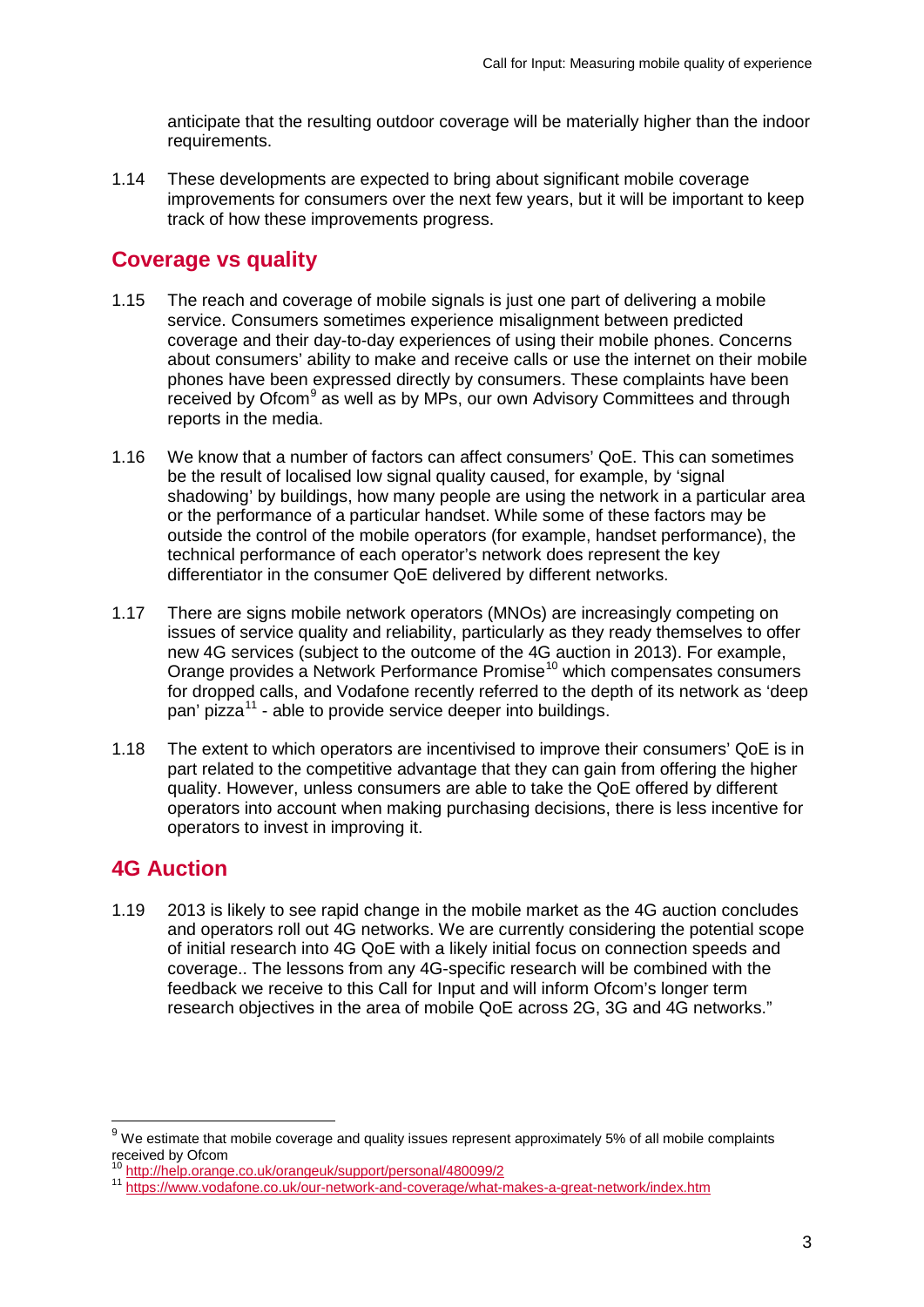anticipate that the resulting outdoor coverage will be materially higher than the indoor requirements.

1.14 These developments are expected to bring about significant mobile coverage improvements for consumers over the next few years, but it will be important to keep track of how these improvements progress.

## Coverage vs quality

1.15 The reach and coverage of mobile signals is just one part of delivering a mobile service. Consumers sometimes experience misalignment between predicted coverage and their day-to-day experiences of using their mobile phones. Concerns about consumers' ability to make and receive calls or use the internet on their mobile phones have been expressed directly by consumers. These complaints have been received by Ofcom[9] as well as by MPs, our own Advisory Committees and through reports in the media.

1.16 We know that a number of factors can affect consumers' QoE. This can sometimes be the result of localised low signal quality caused, for example, by 'signal shadowing' by buildings, how many people are using the network in a particular area or the performance of a particular handset. While some of these factors may be outside the control of the mobile operators (for example, handset performance), the technical performance of each operator's network does represent the key differentiator in the consumer QoE delivered by different networks.

1.17 There are signs mobile network operators (MNOs) are increasingly competing on issues of service quality and reliability, particularly as they ready themselves to offer new 4G services (subject to the outcome of the 4G auction in 2013). For example, Orange provides a Network Performance Promise[10] which compensates consumers for dropped calls, and Vodafone recently referred to the depth of its network as 'deep pan' pizza[11] - able to provide service deeper into buildings.

1.18 The extent to which operators are incentivised to improve their consumers' QoE is in part related to the competitive advantage that they can gain from offering the higher quality. However, unless consumers are able to take the QoE offered by different operators into account when making purchasing decisions, there is less incentive for operators to invest in improving it.

## 4G Auction

1.19 2013 is likely to see rapid change in the mobile market as the 4G auction concludes and operators roll out 4G networks. We are currently considering the potential scope of initial research into 4G QoE with a likely initial focus on connection speeds and coverage.. The lessons from any 4G-specific research will be combined with the feedback we receive to this Call for Input and will inform Ofcom's longer term research objectives in the area of mobile QoE across 2G, 3G and 4G networks."

---

[9] We estimate that mobile coverage and quality issues represent approximately 5% of all mobile complaints received by Ofcom

[10] http://help.orange.co.uk/orangeuk/support/personal/480099/2

[11] https://www.vodafone.co.uk/our-network-and-coverage/what-makes-a-great-network/index.htm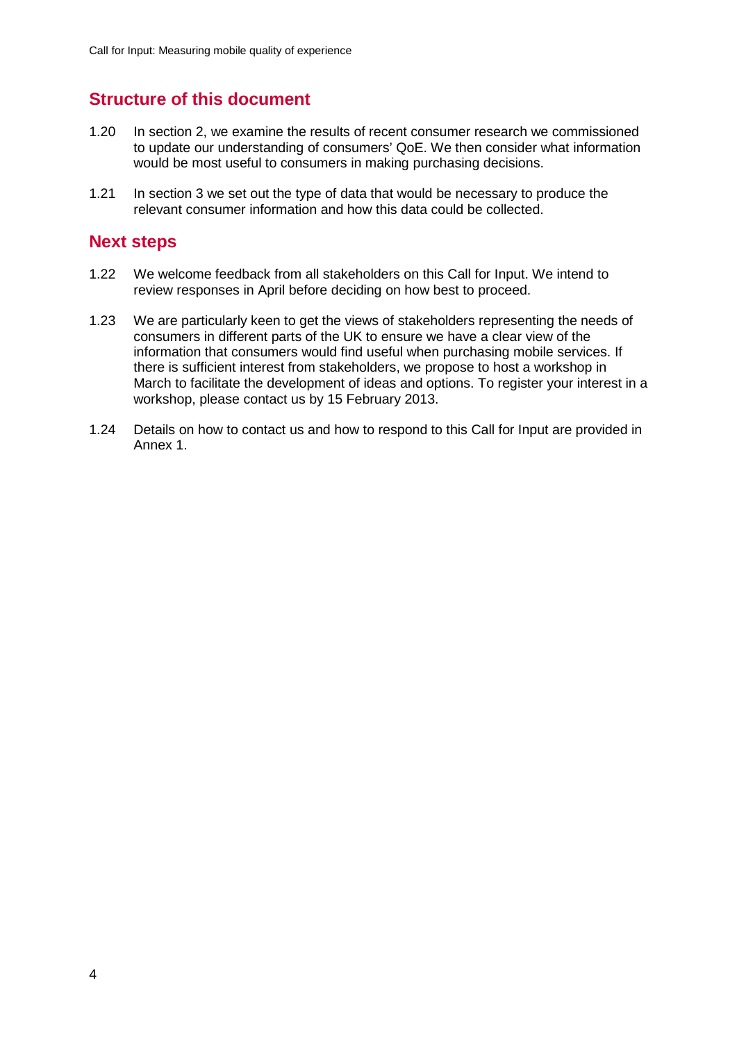## Structure of this document

1.20 In section 2, we examine the results of recent consumer research we commissioned to update our understanding of consumers' QoE. We then consider what information would be most useful to consumers in making purchasing decisions.

1.21 In section 3 we set out the type of data that would be necessary to produce the relevant consumer information and how this data could be collected.

## Next steps

1.22 We welcome feedback from all stakeholders on this Call for Input. We intend to review responses in April before deciding on how best to proceed.

1.23 We are particularly keen to get the views of stakeholders representing the needs of consumers in different parts of the UK to ensure we have a clear view of the information that consumers would find useful when purchasing mobile services. If there is sufficient interest from stakeholders, we propose to host a workshop in March to facilitate the development of ideas and options. To register your interest in a workshop, please contact us by 15 February 2013.

1.24 Details on how to contact us and how to respond to this Call for Input are provided in Annex 1.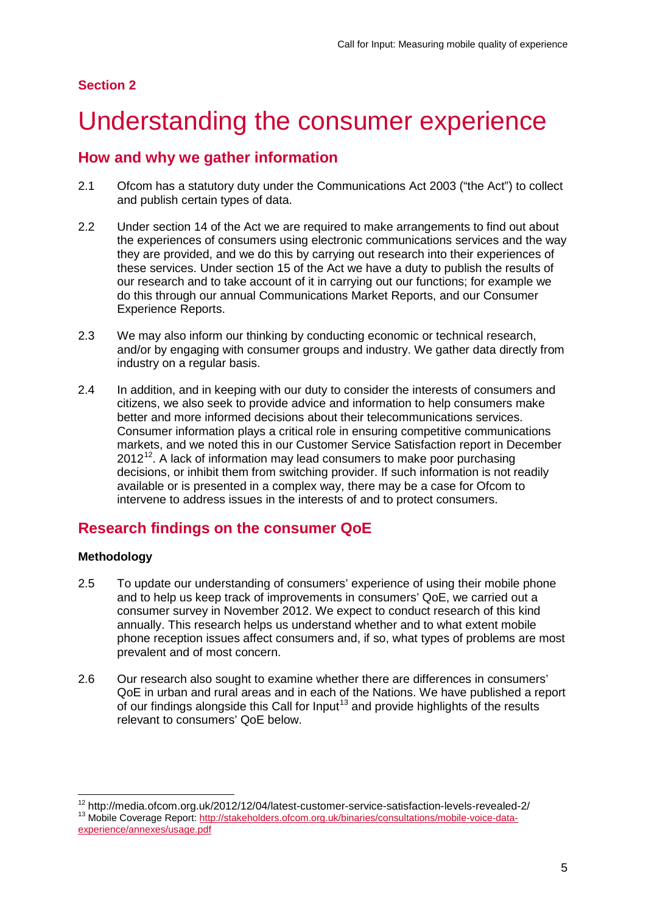**Section 2**

# Understanding the consumer experience

## How and why we gather information

2.1 Ofcom has a statutory duty under the Communications Act 2003 ("the Act") to collect and publish certain types of data.

2.2 Under section 14 of the Act we are required to make arrangements to find out about the experiences of consumers using electronic communications services and the way they are provided, and we do this by carrying out research into their experiences of these services. Under section 15 of the Act we have a duty to publish the results of our research and to take account of it in carrying out our functions; for example we do this through our annual Communications Market Reports, and our Consumer Experience Reports.

2.3 We may also inform our thinking by conducting economic or technical research, and/or by engaging with consumer groups and industry. We gather data directly from industry on a regular basis.

2.4 In addition, and in keeping with our duty to consider the interests of consumers and citizens, we also seek to provide advice and information to help consumers make better and more informed decisions about their telecommunications services. Consumer information plays a critical role in ensuring competitive communications markets, and we noted this in our Customer Service Satisfaction report in December 2012[12]. A lack of information may lead consumers to make poor purchasing decisions, or inhibit them from switching provider. If such information is not readily available or is presented in a complex way, there may be a case for Ofcom to intervene to address issues in the interests of and to protect consumers.

## Research findings on the consumer QoE

### Methodology

2.5 To update our understanding of consumers' experience of using their mobile phone and to help us keep track of improvements in consumers' QoE, we carried out a consumer survey in November 2012. We expect to conduct research of this kind annually. This research helps us understand whether and to what extent mobile phone reception issues affect consumers and, if so, what types of problems are most prevalent and of most concern.

2.6 Our research also sought to examine whether there are differences in consumers' QoE in urban and rural areas and in each of the Nations. We have published a report of our findings alongside this Call for Input[13] and provide highlights of the results relevant to consumers' QoE below.

---

[12] http://media.ofcom.org.uk/2012/12/04/latest-customer-service-satisfaction-levels-revealed-2/

[13] Mobile Coverage Report: http://stakeholders.ofcom.org.uk/binaries/consultations/mobile-voice-data-experience/annexes/usage.pdf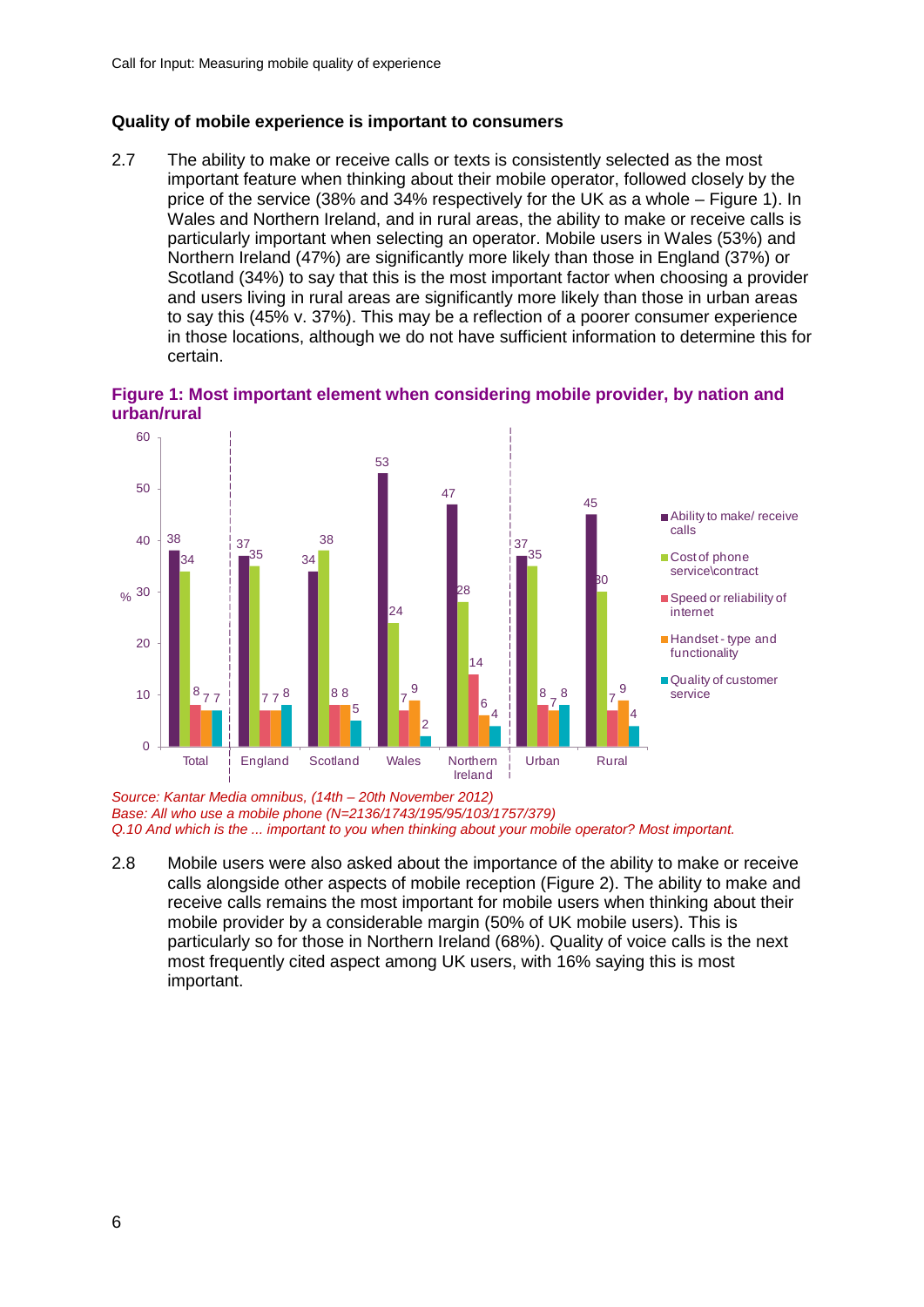### Quality of mobile experience is important to consumers

2.7 The ability to make or receive calls or texts is consistently selected as the most important feature when thinking about their mobile operator, followed closely by the price of the service (38% and 34% respectively for the UK as a whole – Figure 1). In Wales and Northern Ireland, and in rural areas, the ability to make or receive calls is particularly important when selecting an operator. Mobile users in Wales (53%) and Northern Ireland (47%) are significantly more likely than those in England (37%) or Scotland (34%) to say that this is the most important factor when choosing a provider and users living in rural areas are significantly more likely than those in urban areas to say this (45% v. 37%). This may be a reflection of a poorer consumer experience in those locations, although we do not have sufficient information to determine this for certain.

**Figure 1: Most important element when considering mobile provider, by nation and urban/rural**

| % | Total | England | Scotland | Wales | Northern Ireland | Urban | Rural |
|---|---|---|---|---|---|---|---|
| Ability to make/ receive calls | 38 | 37 | 34 | 53 | 47 | 37 | 45 |
| Cost of phone service\contract | 34 | 35 | 38 | 24 | 28 | 35 | 30 |
| Speed or reliability of internet | 8 | 7 | 8 | 7 | 14 | 8 | 7 |
| Handset - type and functionality | 7 | 7 | 8 | 9 | 6 | 7 | 9 |
| Quality of customer service | 7 | 8 | 5 | 2 | 4 | 8 | 4 |

*Source: Kantar Media omnibus, (14th – 20th November 2012)*
*Base: All who use a mobile phone (N=2136/1743/195/95/103/1757/379)*
*Q.10 And which is the ... important to you when thinking about your mobile operator? Most important.*

2.8 Mobile users were also asked about the importance of the ability to make or receive calls alongside other aspects of mobile reception (Figure 2). The ability to make and receive calls remains the most important for mobile users when thinking about their mobile provider by a considerable margin (50% of UK mobile users). This is particularly so for those in Northern Ireland (68%). Quality of voice calls is the next most frequently cited aspect among UK users, with 16% saying this is most important.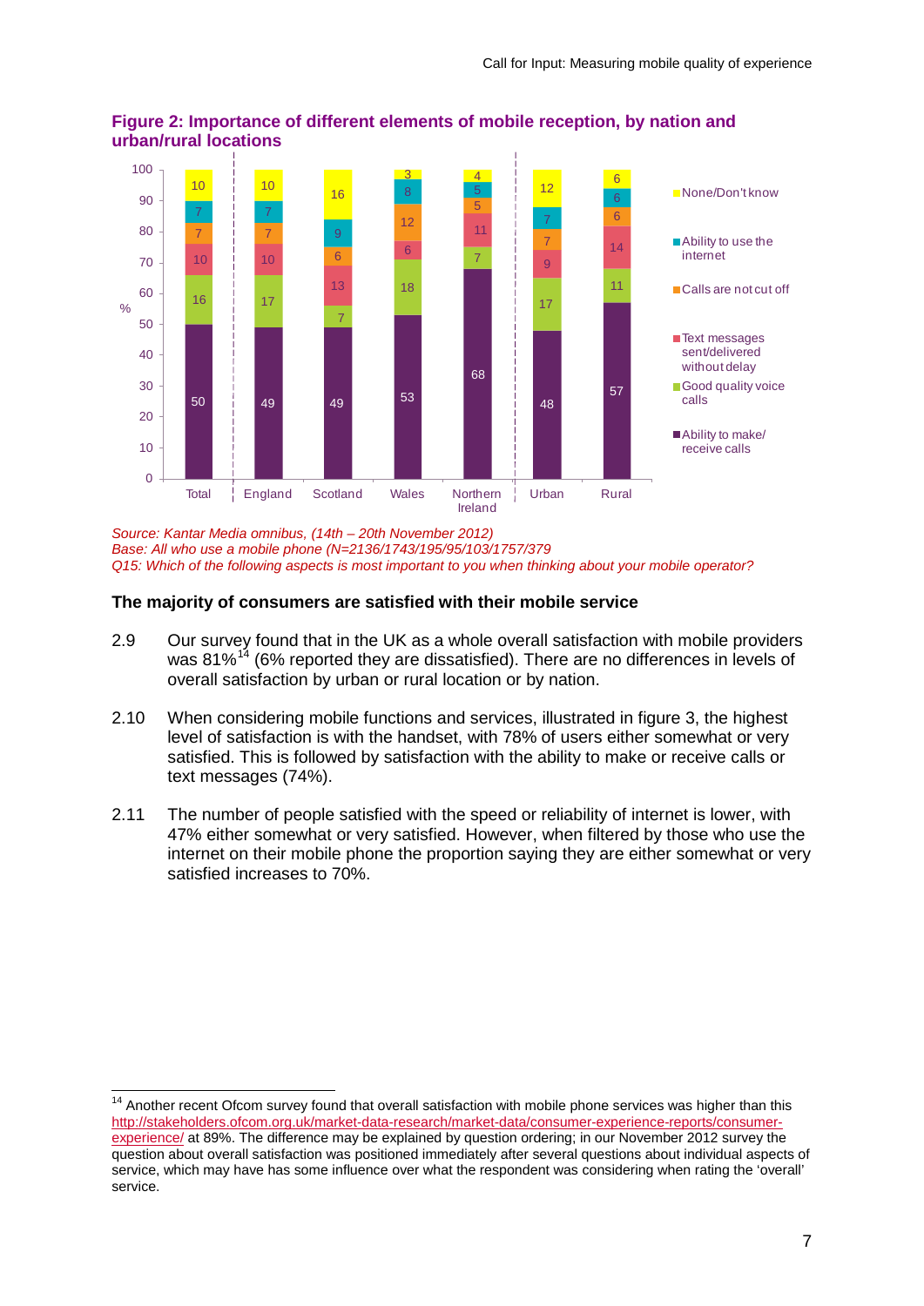**Figure 2: Importance of different elements of mobile reception, by nation and urban/rural locations**

| % | Total | England | Scotland | Wales | Northern Ireland | Urban | Rural |
|---|---|---|---|---|---|---|---|
| None/Don't know | 10 | 10 | 16 | 3 | 4 | 12 | 6 |
| Ability to use the internet | 7 | 7 | 9 | 8 | 5 | 7 | 6 |
| Calls are not cut off | 7 | 7 | 6 | 12 | 5 | 7 | 6 |
| Text messages sent/delivered without delay | 10 | 10 | 13 | 6 | 11 | 9 | 14 |
| Good quality voice calls | 16 | 17 | 7 | 18 | 7 | 17 | 11 |
| Ability to make/receive calls | 50 | 49 | 49 | 53 | 68 | 48 | 57 |

*Source: Kantar Media omnibus, (14th – 20th November 2012)*
*Base: All who use a mobile phone (N=2136/1743/195/95/103/1757/379*
*Q15: Which of the following aspects is most important to you when thinking about your mobile operator?*

### The majority of consumers are satisfied with their mobile service

2.9 Our survey found that in the UK as a whole overall satisfaction with mobile providers was 81%[14] (6% reported they are dissatisfied). There are no differences in levels of overall satisfaction by urban or rural location or by nation.

2.10 When considering mobile functions and services, illustrated in figure 3, the highest level of satisfaction is with the handset, with 78% of users either somewhat or very satisfied. This is followed by satisfaction with the ability to make or receive calls or text messages (74%).

2.11 The number of people satisfied with the speed or reliability of internet is lower, with 47% either somewhat or very satisfied. However, when filtered by those who use the internet on their mobile phone the proportion saying they are either somewhat or very satisfied increases to 70%.

---

[14] Another recent Ofcom survey found that overall satisfaction with mobile phone services was higher than this http://stakeholders.ofcom.org.uk/market-data-research/market-data/consumer-experience-reports/consumer-experience/ at 89%. The difference may be explained by question ordering; in our November 2012 survey the question about overall satisfaction was positioned immediately after several questions about individual aspects of service, which may have has some influence over what the respondent was considering when rating the 'overall' service.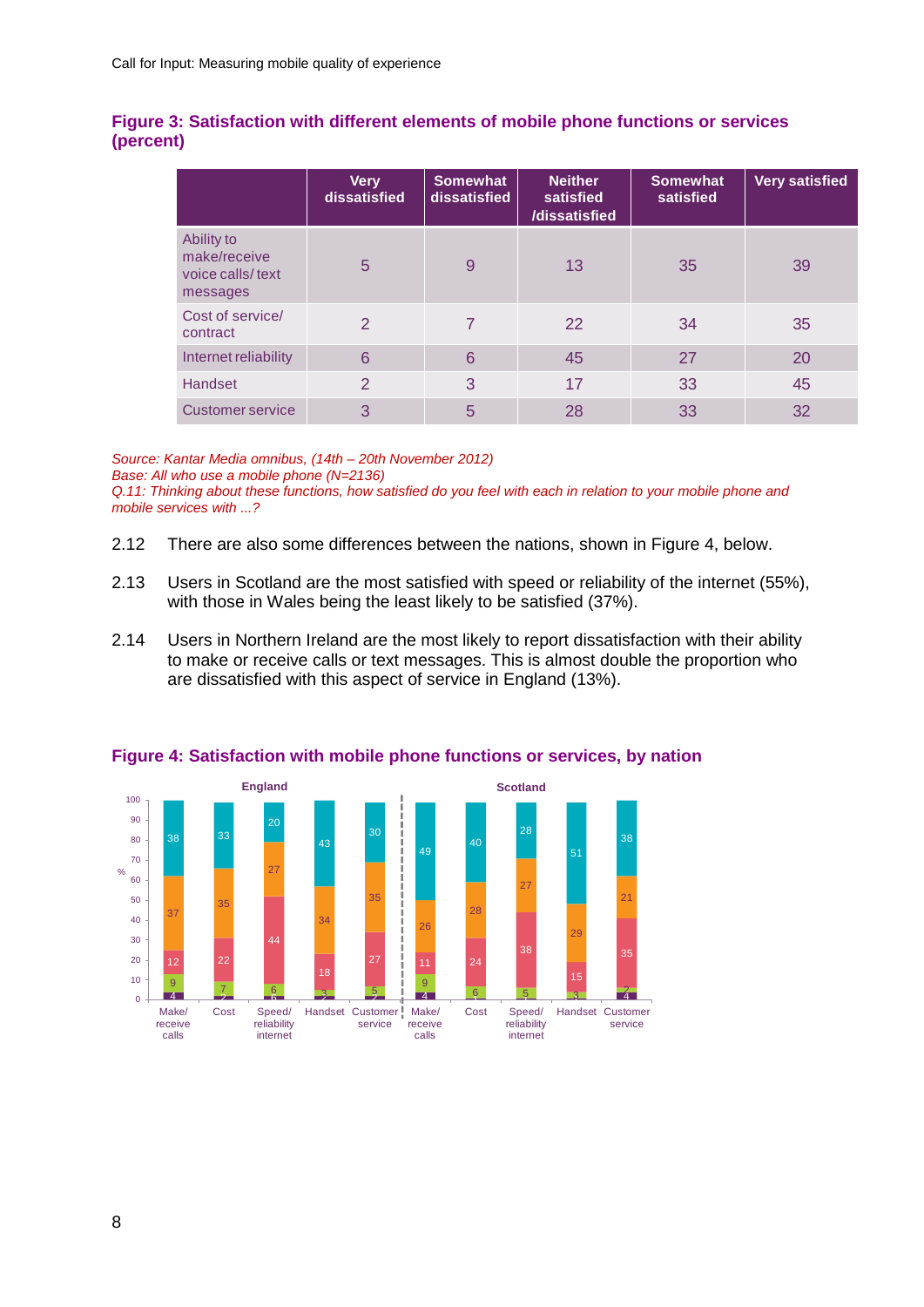### Figure 3: Satisfaction with different elements of mobile phone functions or services (percent)

| | Very dissatisfied | Somewhat dissatisfied | Neither satisfied /dissatisfied | Somewhat satisfied | Very satisfied |
|---|---|---|---|---|---|
| Ability to make/receive voice calls/ text messages | 5 | 9 | 13 | 35 | 39 |
| Cost of service/ contract | 2 | 7 | 22 | 34 | 35 |
| Internet reliability | 6 | 6 | 45 | 27 | 20 |
| Handset | 2 | 3 | 17 | 33 | 45 |
| Customer service | 3 | 5 | 28 | 33 | 32 |

*Source: Kantar Media omnibus, (14th – 20th November 2012)*
*Base: All who use a mobile phone (N=2136)*
*Q.11: Thinking about these functions, how satisfied do you feel with each in relation to your mobile phone and mobile services with ...?*

2.12 There are also some differences between the nations, shown in Figure 4, below.

2.13 Users in Scotland are the most satisfied with speed or reliability of the internet (55%), with those in Wales being the least likely to be satisfied (37%).

2.14 Users in Northern Ireland are the most likely to report dissatisfaction with their ability to make or receive calls or text messages. This is almost double the proportion who are dissatisfied with this aspect of service in England (13%).

### Figure 4: Satisfaction with mobile phone functions or services, by nation

| | England: Make/receive calls | England: Cost | England: Speed/reliability internet | England: Handset | England: Customer service | Scotland: Make/receive calls | Scotland: Cost | Scotland: Speed/reliability internet | Scotland: Handset | Scotland: Customer service |
|---|---|---|---|---|---|---|---|---|---|---|
| Very satisfied | 38 | 33 | 20 | 43 | 30 | 49 | 40 | 28 | 51 | 38 |
| Somewhat satisfied | 37 | 35 | 27 | 34 | 35 | 26 | 28 | 27 | 29 | 21 |
| Neither | 12 | 22 | 44 | 18 | 27 | 11 | 24 | 38 | 15 | 35 |
| Somewhat dissatisfied | 9 | 7 | 6 | 3 | 5 | 9 | 6 | 5 | 3 | 2 |
| Very dissatisfied | 4 | 2 | 6 | 2 | 2 | 4 | | | | 4 |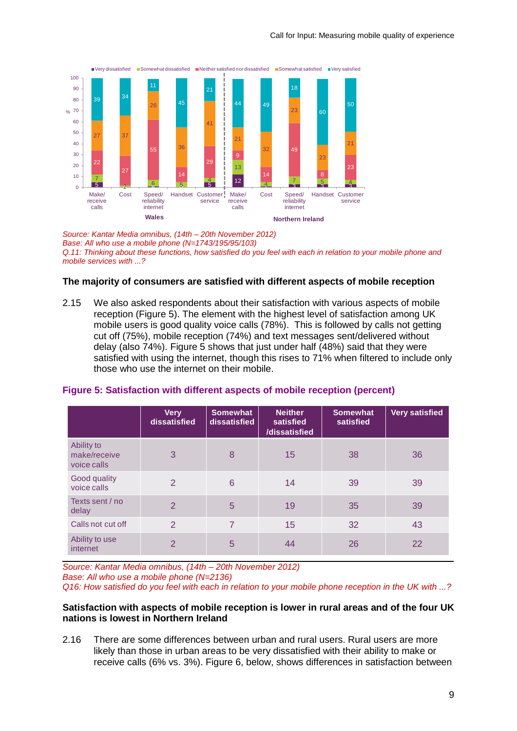*Source: Kantar Media omnibus, (14th – 20th November 2012)*
*Base: All who use a mobile phone (N=1743/195/95/103)*
*Q.11: Thinking about these functions, how satisfied do you feel with each in relation to your mobile phone and mobile services with ...?*

### The majority of consumers are satisfied with different aspects of mobile reception

2.15 We also asked respondents about their satisfaction with various aspects of mobile reception (Figure 5). The element with the highest level of satisfaction among UK mobile users is good quality voice calls (78%). This is followed by calls not getting cut off (75%), mobile reception (74%) and text messages sent/delivered without delay (also 74%). Figure 5 shows that just under half (48%) said that they were satisfied with using the internet, though this rises to 71% when filtered to include only those who use the internet on their mobile.

**Figure 5: Satisfaction with different aspects of mobile reception (percent)**

| | Very dissatisfied | Somewhat dissatisfied | Neither satisfied /dissatisfied | Somewhat satisfied | Very satisfied |
|---|---|---|---|---|---|
| Ability to make/receive voice calls | 3 | 8 | 15 | 38 | 36 |
| Good quality voice calls | 2 | 6 | 14 | 39 | 39 |
| Texts sent / no delay | 2 | 5 | 19 | 35 | 39 |
| Calls not cut off | 2 | 7 | 15 | 32 | 43 |
| Ability to use internet | 2 | 5 | 44 | 26 | 22 |

*Source: Kantar Media omnibus, (14th – 20th November 2012)*
*Base: All who use a mobile phone (N=2136)*
*Q16: How satisfied do you feel with each in relation to your mobile phone reception in the UK with ...?*

### Satisfaction with aspects of mobile reception is lower in rural areas and of the four UK nations is lowest in Northern Ireland

2.16 There are some differences between urban and rural users. Rural users are more likely than those in urban areas to be very dissatisfied with their ability to make or receive calls (6% vs. 3%). Figure 6, below, shows differences in satisfaction between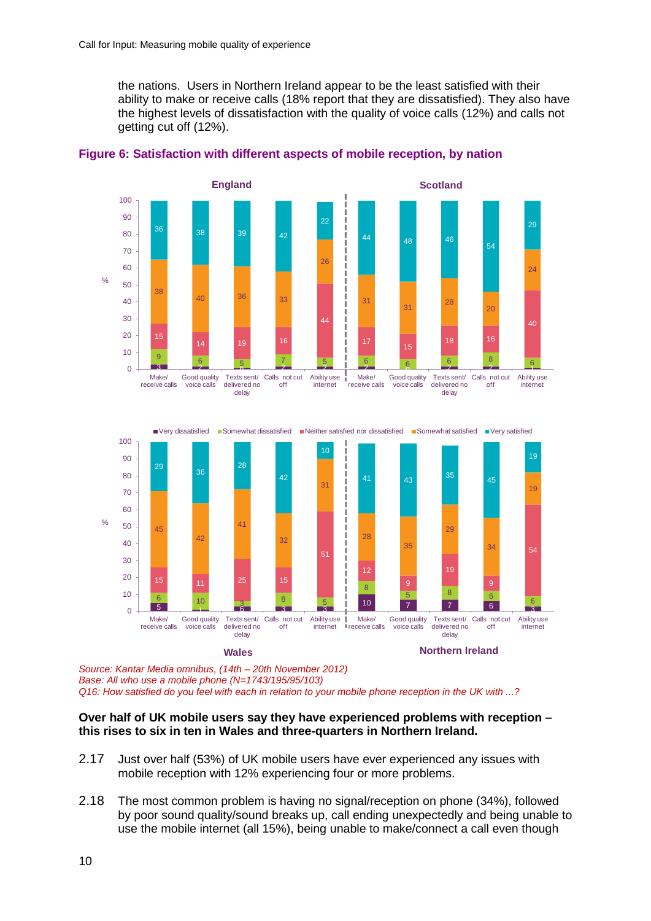the nations. Users in Northern Ireland appear to be the least satisfied with their ability to make or receive calls (18% report that they are dissatisfied). They also have the highest levels of dissatisfaction with the quality of voice calls (12%) and calls not getting cut off (12%).

**Figure 6: Satisfaction with different aspects of mobile reception, by nation**

**England** (%)

| | Very dissatisfied | Somewhat dissatisfied | Neither satisfied nor dissatisfied | Somewhat satisfied | Very satisfied |
|---|---|---|---|---|---|
| Make/ receive calls | 3 | 9 | 15 | 38 | 36 |
| Good quality voice calls | 2 | 6 | 14 | 40 | 38 |
| Texts sent/ delivered no delay | 1 | 5 | 19 | 36 | 39 |
| Calls not cut off | 2 | 7 | 16 | 33 | 42 |
| Ability use internet | 2 | 5 | 44 | 26 | 22 |

**Scotland** (%)

| | Very dissatisfied | Somewhat dissatisfied | Neither satisfied nor dissatisfied | Somewhat satisfied | Very satisfied |
|---|---|---|---|---|---|
| Make/ receive calls | 2 | 6 | 17 | 31 | 44 |
| Good quality voice calls | 0 | 6 | 15 | 31 | 48 |
| Texts sent/ delivered no delay | 2 | 6 | 18 | 28 | 46 |
| Calls not cut off | 2 | 8 | 16 | 20 | 54 |
| Ability use internet | 1 | 6 | 40 | 24 | 29 |

**Wales** (%)

| | Very dissatisfied | Somewhat dissatisfied | Neither satisfied nor dissatisfied | Somewhat satisfied | Very satisfied |
|---|---|---|---|---|---|
| Make/ receive calls | 5 | 6 | 15 | 45 | 29 |
| Good quality voice calls | 1 | 10 | 11 | 42 | 36 |
| Texts sent/ delivered no delay | 3 | 3 | 25 | 41 | 28 |
| Calls not cut off | 3 | 8 | 15 | 32 | 42 |
| Ability use internet | 3 | 5 | 51 | 31 | 10 |

**Northern Ireland** (%)

| | Very dissatisfied | Somewhat dissatisfied | Neither satisfied nor dissatisfied | Somewhat satisfied | Very satisfied |
|---|---|---|---|---|---|
| Make/ receive calls | 10 | 8 | 12 | 28 | 41 |
| Good quality voice calls | 7 | 5 | 9 | 35 | 43 |
| Texts sent/ delivered no delay | 7 | 8 | 19 | 29 | 35 |
| Calls not cut off | 6 | 6 | 9 | 34 | 45 |
| Ability use internet | 3 | 6 | 54 | 19 | 19 |

*Source: Kantar Media omnibus, (14th – 20th November 2012)*
*Base: All who use a mobile phone (N=1743/195/95/103)*
*Q16: How satisfied do you feel with each in relation to your mobile phone reception in the UK with ...?*

**Over half of UK mobile users say they have experienced problems with reception – this rises to six in ten in Wales and three-quarters in Northern Ireland.**

2.17 Just over half (53%) of UK mobile users have ever experienced any issues with mobile reception with 12% experiencing four or more problems.

2.18 The most common problem is having no signal/reception on phone (34%), followed by poor sound quality/sound breaks up, call ending unexpectedly and being unable to use the mobile internet (all 15%), being unable to make/connect a call even though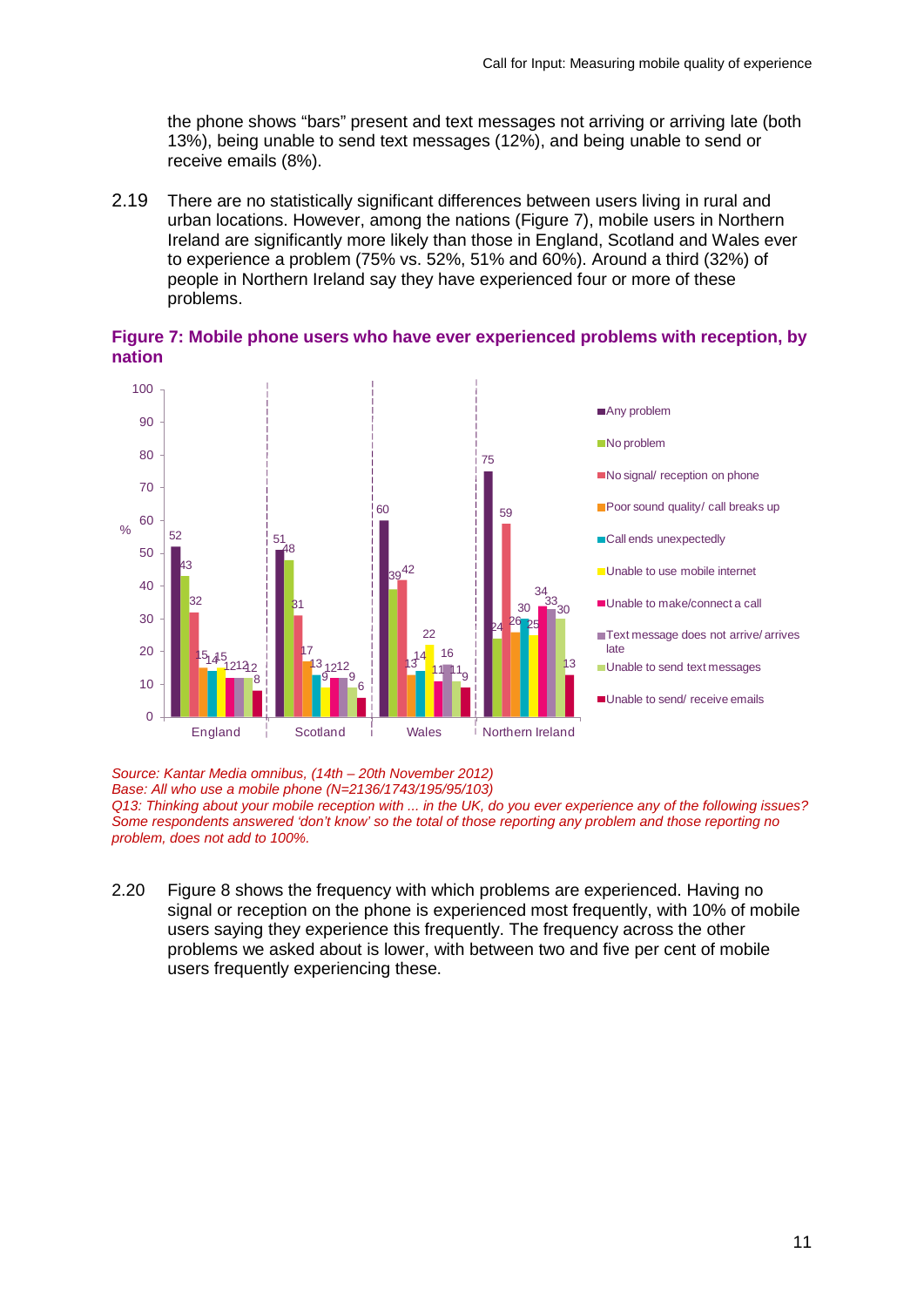the phone shows "bars" present and text messages not arriving or arriving late (both 13%), being unable to send text messages (12%), and being unable to send or receive emails (8%).

2.19 There are no statistically significant differences between users living in rural and urban locations. However, among the nations (Figure 7), mobile users in Northern Ireland are significantly more likely than those in England, Scotland and Wales ever to experience a problem (75% vs. 52%, 51% and 60%). Around a third (32%) of people in Northern Ireland say they have experienced four or more of these problems.

**Figure 7: Mobile phone users who have ever experienced problems with reception, by nation**

| % | England | Scotland | Wales | Northern Ireland |
|---|---|---|---|---|
| Any problem | 52 | 51 | 60 | 75 |
| No problem | 43 | 48 | 39 | 24 |
| No signal/ reception on phone | 32 | 31 | 42 | 59 |
| Poor sound quality/ call breaks up | 15 | 17 | 13 | 26 |
| Call ends unexpectedly | 14 | 13 | 14 | 30 |
| Unable to use mobile internet | 15 | 9 | 22 | 25 |
| Unable to make/connect a call | 12 | 12 | 11 | 34 |
| Text message does not arrive/ arrives late | 12 | 12 | 16 | 33 |
| Unable to send text messages | 12 | 9 | 11 | 30 |
| Unable to send/ receive emails | 8 | 6 | 9 | 13 |

*Source: Kantar Media omnibus, (14th – 20th November 2012)*
*Base: All who use a mobile phone (N=2136/1743/195/95/103)*
*Q13: Thinking about your mobile reception with ... in the UK, do you ever experience any of the following issues? Some respondents answered 'don't know' so the total of those reporting any problem and those reporting no problem, does not add to 100%.*

2.20 Figure 8 shows the frequency with which problems are experienced. Having no signal or reception on the phone is experienced most frequently, with 10% of mobile users saying they experience this frequently. The frequency across the other problems we asked about is lower, with between two and five per cent of mobile users frequently experiencing these.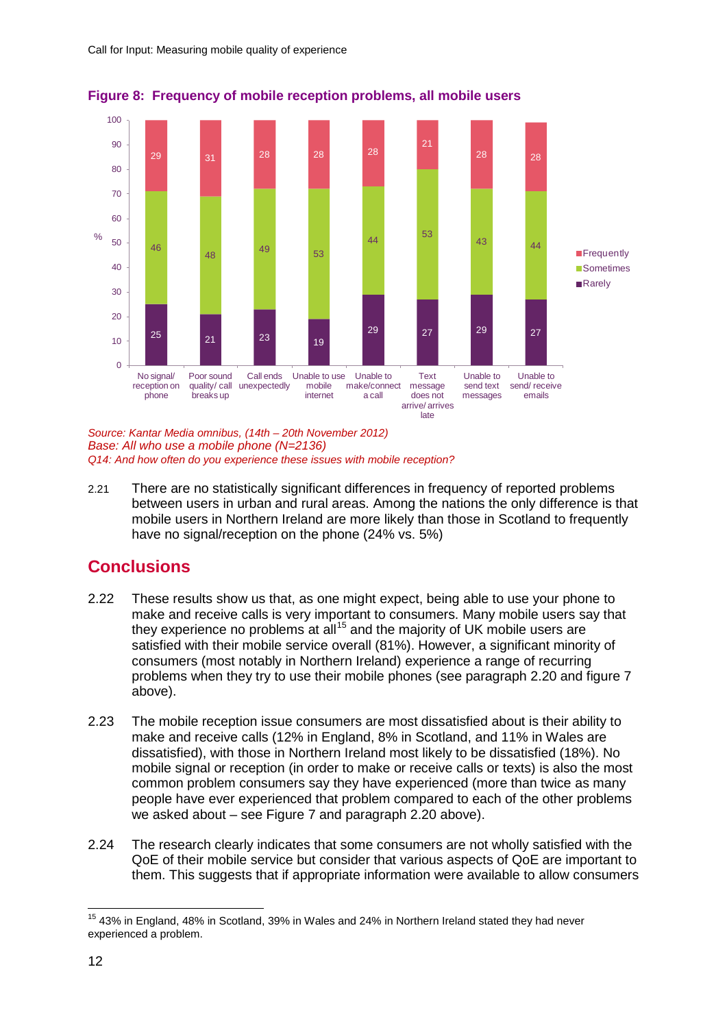**Figure 8: Frequency of mobile reception problems, all mobile users**

| % | No signal/ reception on phone | Poor sound quality/ call breaks up | Call ends unexpectedly | Unable to use mobile internet | Unable to make/connect a call | Text message does not arrive/ arrives late | Unable to send text messages | Unable to send/ receive emails |
|---|---|---|---|---|---|---|---|---|
| Frequently | 29 | 31 | 28 | 28 | 28 | 21 | 28 | 28 |
| Sometimes | 46 | 48 | 49 | 53 | 44 | 53 | 43 | 44 |
| Rarely | 25 | 21 | 23 | 19 | 29 | 27 | 29 | 27 |

*Source: Kantar Media omnibus, (14th – 20th November 2012)*
*Base: All who use a mobile phone (N=2136)*
*Q14: And how often do you experience these issues with mobile reception?*

2.21 There are no statistically significant differences in frequency of reported problems between users in urban and rural areas. Among the nations the only difference is that mobile users in Northern Ireland are more likely than those in Scotland to frequently have no signal/reception on the phone (24% vs. 5%)

## Conclusions

2.22 These results show us that, as one might expect, being able to use your phone to make and receive calls is very important to consumers. Many mobile users say that they experience no problems at all[15] and the majority of UK mobile users are satisfied with their mobile service overall (81%). However, a significant minority of consumers (most notably in Northern Ireland) experience a range of recurring problems when they try to use their mobile phones (see paragraph 2.20 and figure 7 above).

2.23 The mobile reception issue consumers are most dissatisfied about is their ability to make and receive calls (12% in England, 8% in Scotland, and 11% in Wales are dissatisfied), with those in Northern Ireland most likely to be dissatisfied (18%). No mobile signal or reception (in order to make or receive calls or texts) is also the most common problem consumers say they have experienced (more than twice as many people have ever experienced that problem compared to each of the other problems we asked about – see Figure 7 and paragraph 2.20 above).

2.24 The research clearly indicates that some consumers are not wholly satisfied with the QoE of their mobile service but consider that various aspects of QoE are important to them. This suggests that if appropriate information were available to allow consumers

[15] 43% in England, 48% in Scotland, 39% in Wales and 24% in Northern Ireland stated they had never experienced a problem.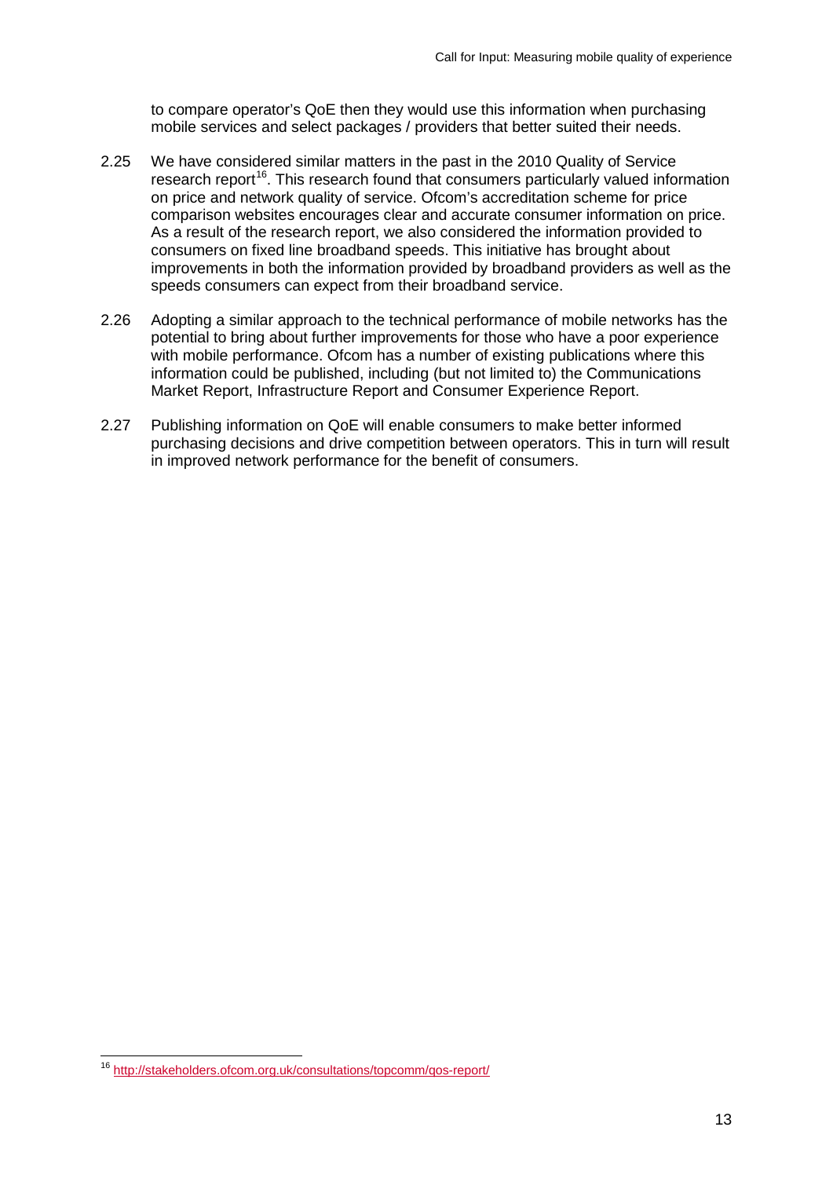to compare operator's QoE then they would use this information when purchasing mobile services and select packages / providers that better suited their needs.

2.25 We have considered similar matters in the past in the 2010 Quality of Service research report[16]. This research found that consumers particularly valued information on price and network quality of service. Ofcom's accreditation scheme for price comparison websites encourages clear and accurate consumer information on price. As a result of the research report, we also considered the information provided to consumers on fixed line broadband speeds. This initiative has brought about improvements in both the information provided by broadband providers as well as the speeds consumers can expect from their broadband service.

2.26 Adopting a similar approach to the technical performance of mobile networks has the potential to bring about further improvements for those who have a poor experience with mobile performance. Ofcom has a number of existing publications where this information could be published, including (but not limited to) the Communications Market Report, Infrastructure Report and Consumer Experience Report.

2.27 Publishing information on QoE will enable consumers to make better informed purchasing decisions and drive competition between operators. This in turn will result in improved network performance for the benefit of consumers.

[16] http://stakeholders.ofcom.org.uk/consultations/topcomm/qos-report/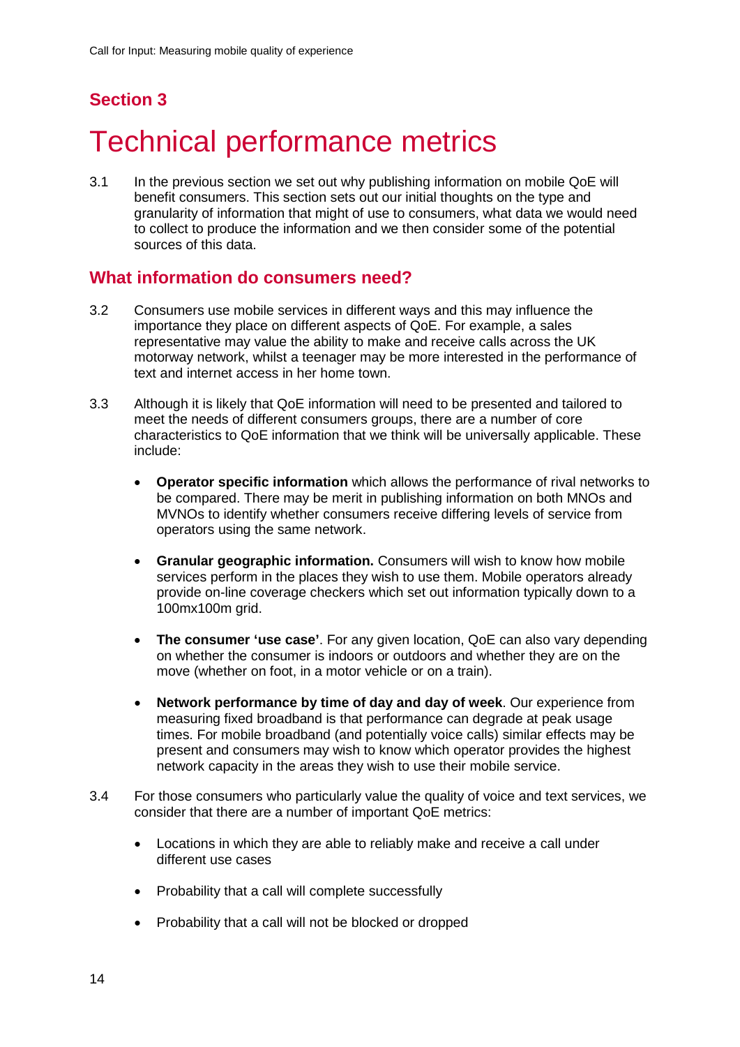## Section 3

# Technical performance metrics

3.1 In the previous section we set out why publishing information on mobile QoE will benefit consumers. This section sets out our initial thoughts on the type and granularity of information that might of use to consumers, what data we would need to collect to produce the information and we then consider some of the potential sources of this data.

## What information do consumers need?

3.2 Consumers use mobile services in different ways and this may influence the importance they place on different aspects of QoE. For example, a sales representative may value the ability to make and receive calls across the UK motorway network, whilst a teenager may be more interested in the performance of text and internet access in her home town.

3.3 Although it is likely that QoE information will need to be presented and tailored to meet the needs of different consumers groups, there are a number of core characteristics to QoE information that we think will be universally applicable. These include:

- **Operator specific information** which allows the performance of rival networks to be compared. There may be merit in publishing information on both MNOs and MVNOs to identify whether consumers receive differing levels of service from operators using the same network.

- **Granular geographic information.** Consumers will wish to know how mobile services perform in the places they wish to use them. Mobile operators already provide on-line coverage checkers which set out information typically down to a 100mx100m grid.

- **The consumer 'use case'**. For any given location, QoE can also vary depending on whether the consumer is indoors or outdoors and whether they are on the move (whether on foot, in a motor vehicle or on a train).

- **Network performance by time of day and day of week**. Our experience from measuring fixed broadband is that performance can degrade at peak usage times. For mobile broadband (and potentially voice calls) similar effects may be present and consumers may wish to know which operator provides the highest network capacity in the areas they wish to use their mobile service.

3.4 For those consumers who particularly value the quality of voice and text services, we consider that there are a number of important QoE metrics:

- Locations in which they are able to reliably make and receive a call under different use cases

- Probability that a call will complete successfully

- Probability that a call will not be blocked or dropped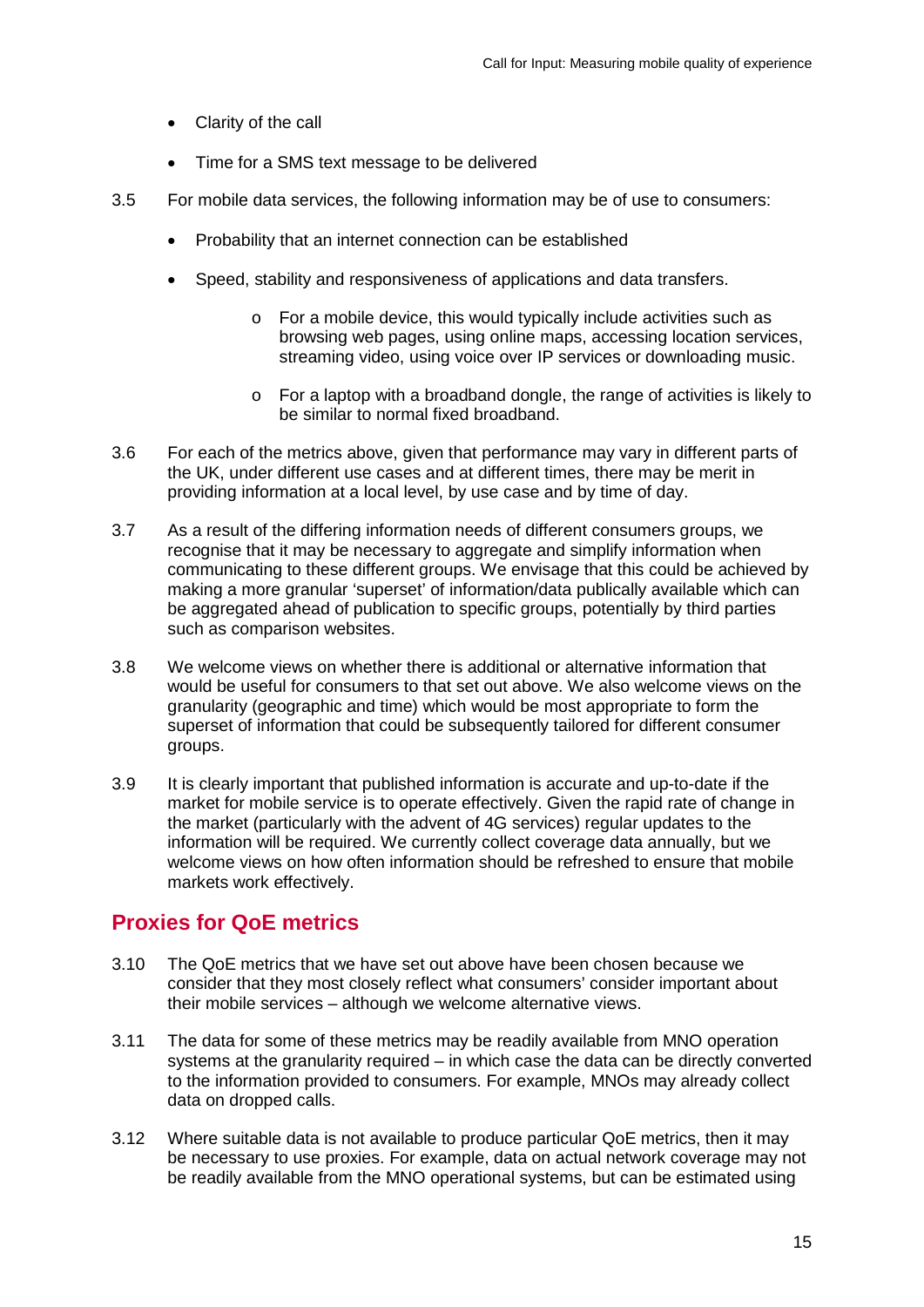- Clarity of the call
- Time for a SMS text message to be delivered

3.5 For mobile data services, the following information may be of use to consumers:

- Probability that an internet connection can be established
- Speed, stability and responsiveness of applications and data transfers.
    - For a mobile device, this would typically include activities such as browsing web pages, using online maps, accessing location services, streaming video, using voice over IP services or downloading music.
    - For a laptop with a broadband dongle, the range of activities is likely to be similar to normal fixed broadband.

3.6 For each of the metrics above, given that performance may vary in different parts of the UK, under different use cases and at different times, there may be merit in providing information at a local level, by use case and by time of day.

3.7 As a result of the differing information needs of different consumers groups, we recognise that it may be necessary to aggregate and simplify information when communicating to these different groups. We envisage that this could be achieved by making a more granular 'superset' of information/data publically available which can be aggregated ahead of publication to specific groups, potentially by third parties such as comparison websites.

3.8 We welcome views on whether there is additional or alternative information that would be useful for consumers to that set out above. We also welcome views on the granularity (geographic and time) which would be most appropriate to form the superset of information that could be subsequently tailored for different consumer groups.

3.9 It is clearly important that published information is accurate and up-to-date if the market for mobile service is to operate effectively. Given the rapid rate of change in the market (particularly with the advent of 4G services) regular updates to the information will be required. We currently collect coverage data annually, but we welcome views on how often information should be refreshed to ensure that mobile markets work effectively.

## Proxies for QoE metrics

3.10 The QoE metrics that we have set out above have been chosen because we consider that they most closely reflect what consumers' consider important about their mobile services – although we welcome alternative views.

3.11 The data for some of these metrics may be readily available from MNO operation systems at the granularity required – in which case the data can be directly converted to the information provided to consumers. For example, MNOs may already collect data on dropped calls.

3.12 Where suitable data is not available to produce particular QoE metrics, then it may be necessary to use proxies. For example, data on actual network coverage may not be readily available from the MNO operational systems, but can be estimated using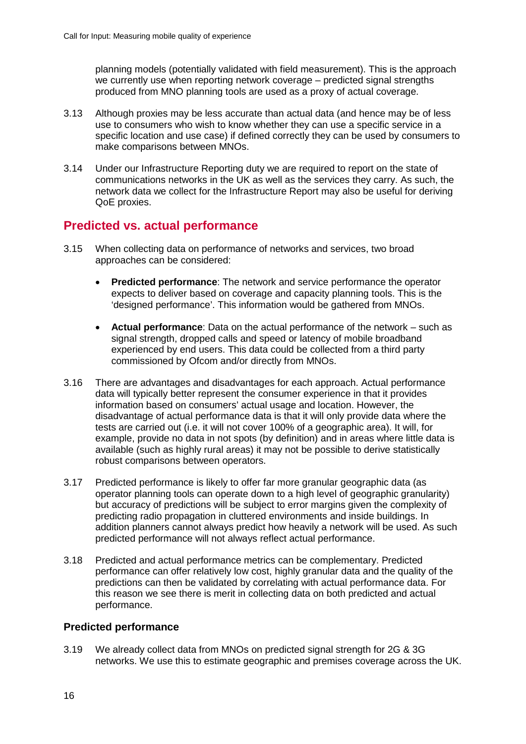planning models (potentially validated with field measurement). This is the approach we currently use when reporting network coverage – predicted signal strengths produced from MNO planning tools are used as a proxy of actual coverage.

3.13 Although proxies may be less accurate than actual data (and hence may be of less use to consumers who wish to know whether they can use a specific service in a specific location and use case) if defined correctly they can be used by consumers to make comparisons between MNOs.

3.14 Under our Infrastructure Reporting duty we are required to report on the state of communications networks in the UK as well as the services they carry. As such, the network data we collect for the Infrastructure Report may also be useful for deriving QoE proxies.

## Predicted vs. actual performance

3.15 When collecting data on performance of networks and services, two broad approaches can be considered:

- **Predicted performance**: The network and service performance the operator expects to deliver based on coverage and capacity planning tools. This is the 'designed performance'. This information would be gathered from MNOs.
- **Actual performance**: Data on the actual performance of the network – such as signal strength, dropped calls and speed or latency of mobile broadband experienced by end users. This data could be collected from a third party commissioned by Ofcom and/or directly from MNOs.

3.16 There are advantages and disadvantages for each approach. Actual performance data will typically better represent the consumer experience in that it provides information based on consumers' actual usage and location. However, the disadvantage of actual performance data is that it will only provide data where the tests are carried out (i.e. it will not cover 100% of a geographic area). It will, for example, provide no data in not spots (by definition) and in areas where little data is available (such as highly rural areas) it may not be possible to derive statistically robust comparisons between operators.

3.17 Predicted performance is likely to offer far more granular geographic data (as operator planning tools can operate down to a high level of geographic granularity) but accuracy of predictions will be subject to error margins given the complexity of predicting radio propagation in cluttered environments and inside buildings. In addition planners cannot always predict how heavily a network will be used. As such predicted performance will not always reflect actual performance.

3.18 Predicted and actual performance metrics can be complementary. Predicted performance can offer relatively low cost, highly granular data and the quality of the predictions can then be validated by correlating with actual performance data. For this reason we see there is merit in collecting data on both predicted and actual performance.

### Predicted performance

3.19 We already collect data from MNOs on predicted signal strength for 2G & 3G networks. We use this to estimate geographic and premises coverage across the UK.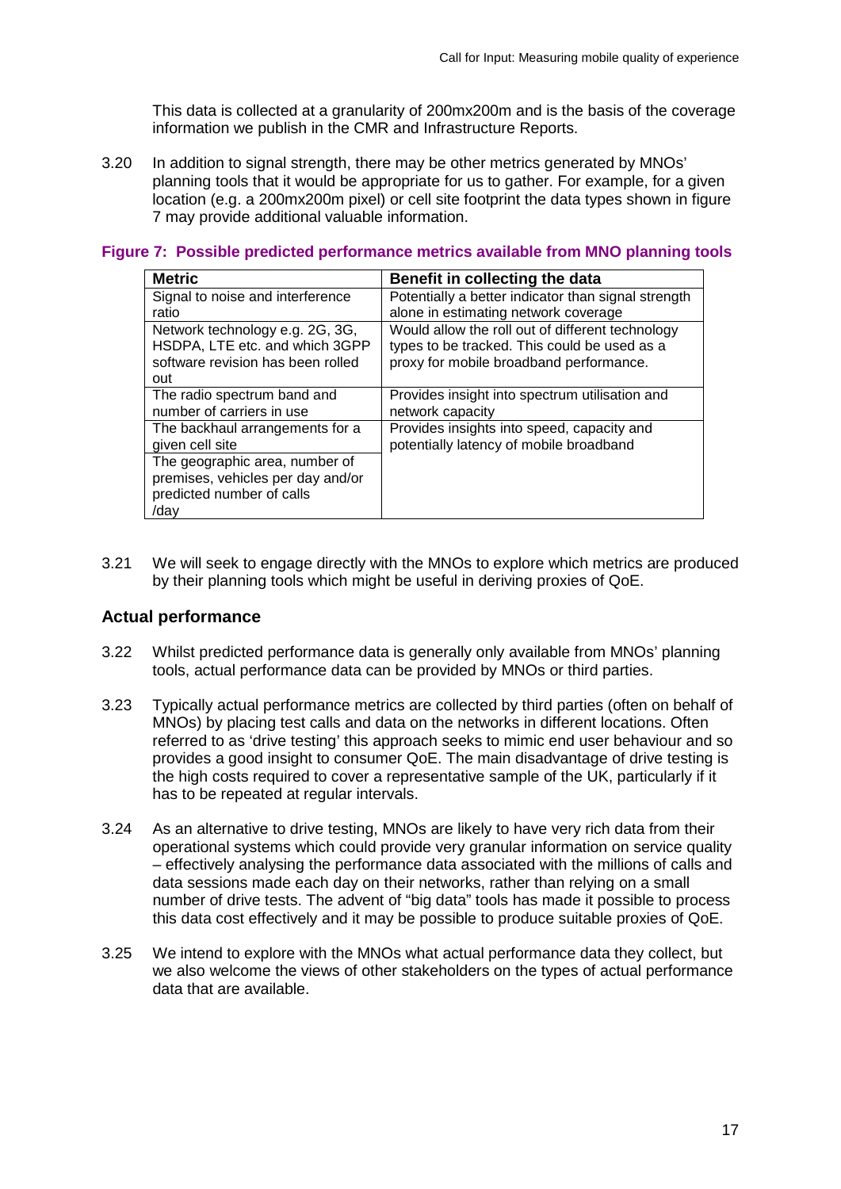This data is collected at a granularity of 200mx200m and is the basis of the coverage information we publish in the CMR and Infrastructure Reports.

3.20 In addition to signal strength, there may be other metrics generated by MNOs' planning tools that it would be appropriate for us to gather. For example, for a given location (e.g. a 200mx200m pixel) or cell site footprint the data types shown in figure 7 may provide additional valuable information.

**Figure 7: Possible predicted performance metrics available from MNO planning tools**

| Metric | Benefit in collecting the data |
|---|---|
| Signal to noise and interference ratio | Potentially a better indicator than signal strength alone in estimating network coverage |
| Network technology e.g. 2G, 3G, HSDPA, LTE etc. and which 3GPP software revision has been rolled out | Would allow the roll out of different technology types to be tracked. This could be used as a proxy for mobile broadband performance. |
| The radio spectrum band and number of carriers in use | Provides insight into spectrum utilisation and network capacity |
| The backhaul arrangements for a given cell site | Provides insights into speed, capacity and potentially latency of mobile broadband |
| The geographic area, number of premises, vehicles per day and/or predicted number of calls /day | |

3.21 We will seek to engage directly with the MNOs to explore which metrics are produced by their planning tools which might be useful in deriving proxies of QoE.

### Actual performance

3.22 Whilst predicted performance data is generally only available from MNOs' planning tools, actual performance data can be provided by MNOs or third parties.

3.23 Typically actual performance metrics are collected by third parties (often on behalf of MNOs) by placing test calls and data on the networks in different locations. Often referred to as 'drive testing' this approach seeks to mimic end user behaviour and so provides a good insight to consumer QoE. The main disadvantage of drive testing is the high costs required to cover a representative sample of the UK, particularly if it has to be repeated at regular intervals.

3.24 As an alternative to drive testing, MNOs are likely to have very rich data from their operational systems which could provide very granular information on service quality – effectively analysing the performance data associated with the millions of calls and data sessions made each day on their networks, rather than relying on a small number of drive tests. The advent of "big data" tools has made it possible to process this data cost effectively and it may be possible to produce suitable proxies of QoE.

3.25 We intend to explore with the MNOs what actual performance data they collect, but we also welcome the views of other stakeholders on the types of actual performance data that are available.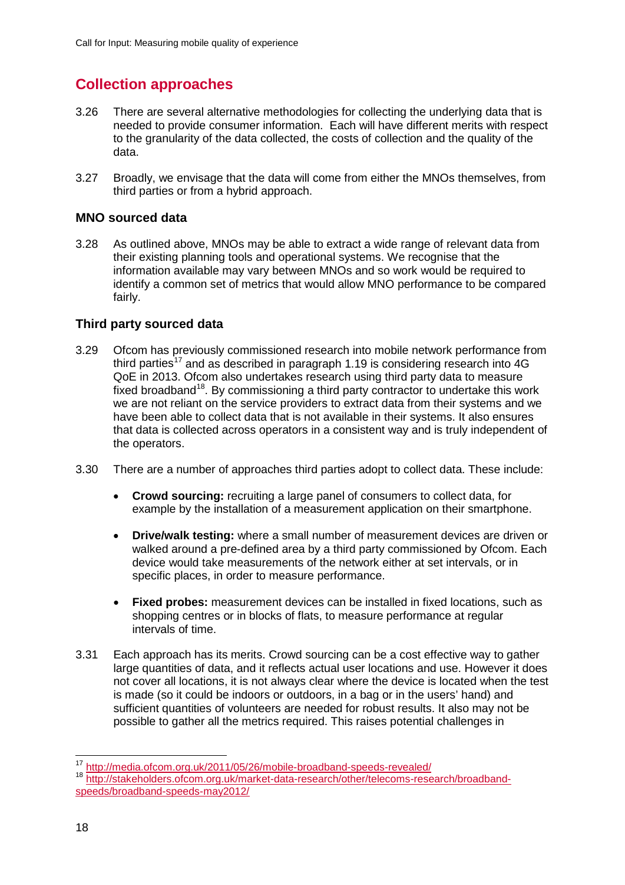## Collection approaches

3.26 There are several alternative methodologies for collecting the underlying data that is needed to provide consumer information. Each will have different merits with respect to the granularity of the data collected, the costs of collection and the quality of the data.

3.27 Broadly, we envisage that the data will come from either the MNOs themselves, from third parties or from a hybrid approach.

### MNO sourced data

3.28 As outlined above, MNOs may be able to extract a wide range of relevant data from their existing planning tools and operational systems. We recognise that the information available may vary between MNOs and so work would be required to identify a common set of metrics that would allow MNO performance to be compared fairly.

### Third party sourced data

3.29 Ofcom has previously commissioned research into mobile network performance from third parties[17] and as described in paragraph 1.19 is considering research into 4G QoE in 2013. Ofcom also undertakes research using third party data to measure fixed broadband[18]. By commissioning a third party contractor to undertake this work we are not reliant on the service providers to extract data from their systems and we have been able to collect data that is not available in their systems. It also ensures that data is collected across operators in a consistent way and is truly independent of the operators.

3.30 There are a number of approaches third parties adopt to collect data. These include:

- **Crowd sourcing:** recruiting a large panel of consumers to collect data, for example by the installation of a measurement application on their smartphone.
- **Drive/walk testing:** where a small number of measurement devices are driven or walked around a pre-defined area by a third party commissioned by Ofcom. Each device would take measurements of the network either at set intervals, or in specific places, in order to measure performance.
- **Fixed probes:** measurement devices can be installed in fixed locations, such as shopping centres or in blocks of flats, to measure performance at regular intervals of time.

3.31 Each approach has its merits. Crowd sourcing can be a cost effective way to gather large quantities of data, and it reflects actual user locations and use. However it does not cover all locations, it is not always clear where the device is located when the test is made (so it could be indoors or outdoors, in a bag or in the users' hand) and sufficient quantities of volunteers are needed for robust results. It also may not be possible to gather all the metrics required. This raises potential challenges in

---

[17] http://media.ofcom.org.uk/2011/05/26/mobile-broadband-speeds-revealed/

[18] http://stakeholders.ofcom.org.uk/market-data-research/other/telecoms-research/broadband-speeds/broadband-speeds-may2012/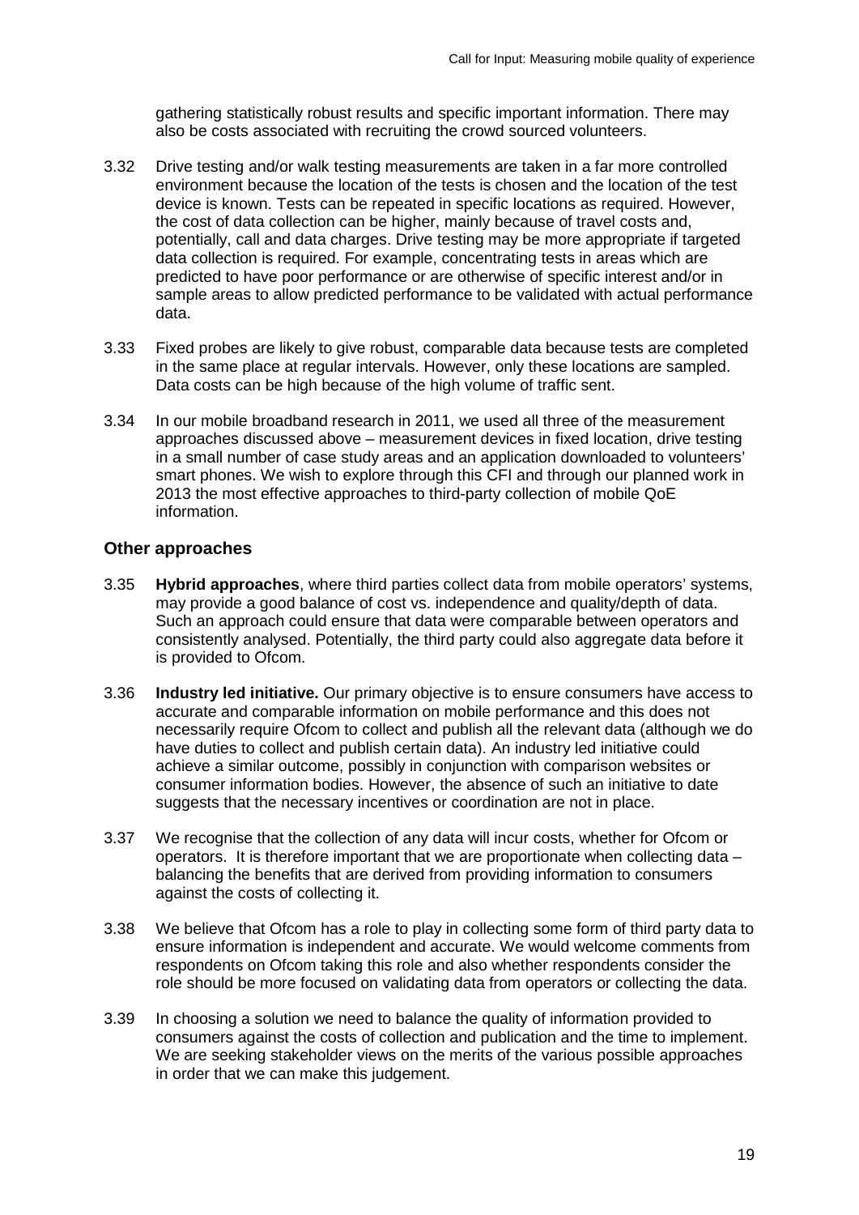gathering statistically robust results and specific important information. There may also be costs associated with recruiting the crowd sourced volunteers.

3.32 Drive testing and/or walk testing measurements are taken in a far more controlled environment because the location of the tests is chosen and the location of the test device is known. Tests can be repeated in specific locations as required. However, the cost of data collection can be higher, mainly because of travel costs and, potentially, call and data charges. Drive testing may be more appropriate if targeted data collection is required. For example, concentrating tests in areas which are predicted to have poor performance or are otherwise of specific interest and/or in sample areas to allow predicted performance to be validated with actual performance data.

3.33 Fixed probes are likely to give robust, comparable data because tests are completed in the same place at regular intervals. However, only these locations are sampled. Data costs can be high because of the high volume of traffic sent.

3.34 In our mobile broadband research in 2011, we used all three of the measurement approaches discussed above – measurement devices in fixed location, drive testing in a small number of case study areas and an application downloaded to volunteers' smart phones. We wish to explore through this CFI and through our planned work in 2013 the most effective approaches to third-party collection of mobile QoE information.

### Other approaches

3.35 **Hybrid approaches**, where third parties collect data from mobile operators' systems, may provide a good balance of cost vs. independence and quality/depth of data. Such an approach could ensure that data were comparable between operators and consistently analysed. Potentially, the third party could also aggregate data before it is provided to Ofcom.

3.36 **Industry led initiative.** Our primary objective is to ensure consumers have access to accurate and comparable information on mobile performance and this does not necessarily require Ofcom to collect and publish all the relevant data (although we do have duties to collect and publish certain data). An industry led initiative could achieve a similar outcome, possibly in conjunction with comparison websites or consumer information bodies. However, the absence of such an initiative to date suggests that the necessary incentives or coordination are not in place.

3.37 We recognise that the collection of any data will incur costs, whether for Ofcom or operators. It is therefore important that we are proportionate when collecting data – balancing the benefits that are derived from providing information to consumers against the costs of collecting it.

3.38 We believe that Ofcom has a role to play in collecting some form of third party data to ensure information is independent and accurate. We would welcome comments from respondents on Ofcom taking this role and also whether respondents consider the role should be more focused on validating data from operators or collecting the data.

3.39 In choosing a solution we need to balance the quality of information provided to consumers against the costs of collection and publication and the time to implement. We are seeking stakeholder views on the merits of the various possible approaches in order that we can make this judgement.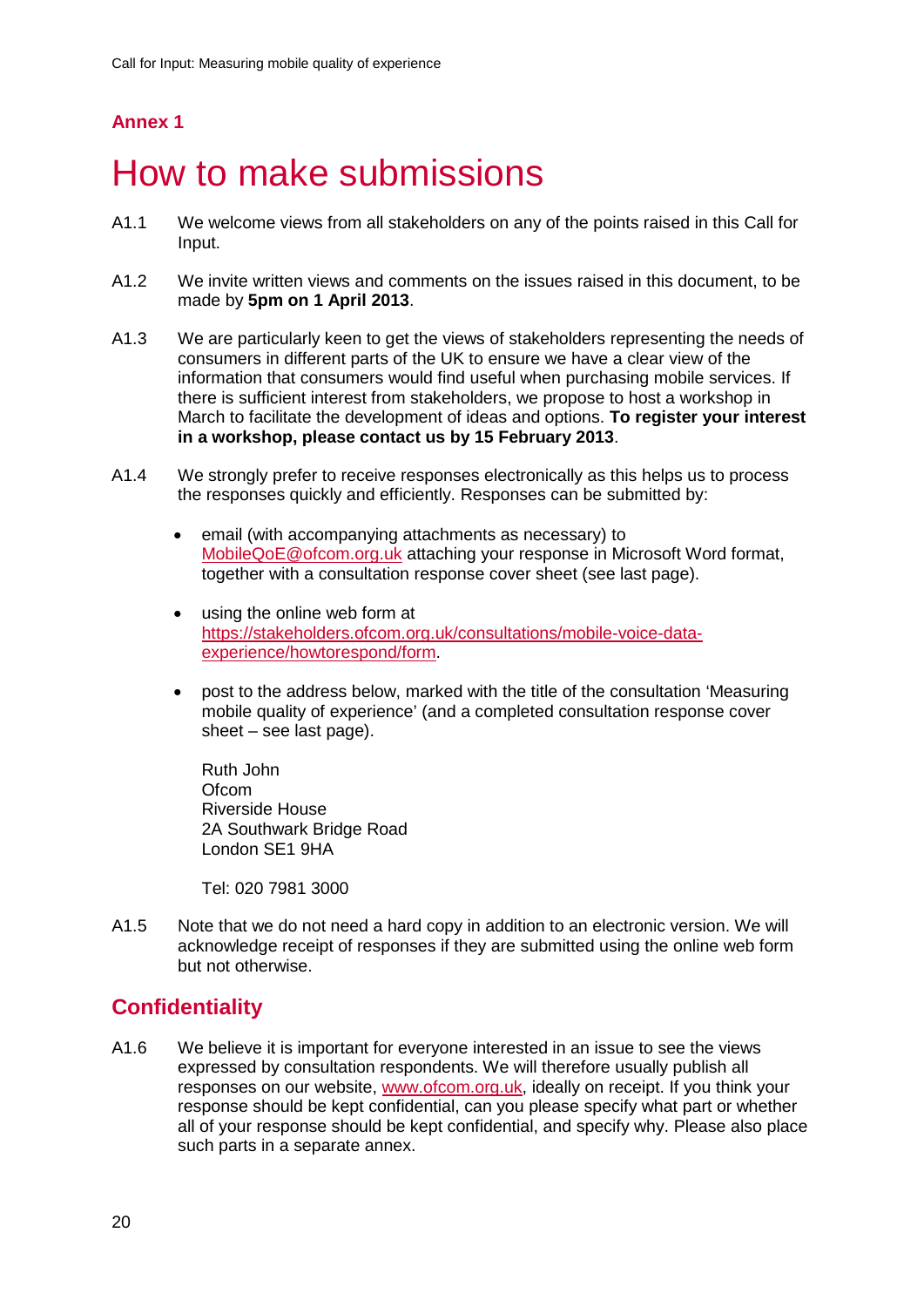## Annex 1

# How to make submissions

A1.1 We welcome views from all stakeholders on any of the points raised in this Call for Input.

A1.2 We invite written views and comments on the issues raised in this document, to be made by **5pm on 1 April 2013**.

A1.3 We are particularly keen to get the views of stakeholders representing the needs of consumers in different parts of the UK to ensure we have a clear view of the information that consumers would find useful when purchasing mobile services. If there is sufficient interest from stakeholders, we propose to host a workshop in March to facilitate the development of ideas and options. **To register your interest in a workshop, please contact us by 15 February 2013**.

A1.4 We strongly prefer to receive responses electronically as this helps us to process the responses quickly and efficiently. Responses can be submitted by:

- email (with accompanying attachments as necessary) to MobileQoE@ofcom.org.uk attaching your response in Microsoft Word format, together with a consultation response cover sheet (see last page).

- using the online web form at https://stakeholders.ofcom.org.uk/consultations/mobile-voice-data-experience/howtorespond/form.

- post to the address below, marked with the title of the consultation 'Measuring mobile quality of experience' (and a completed consultation response cover sheet – see last page).

  Ruth John
  Ofcom
  Riverside House
  2A Southwark Bridge Road
  London SE1 9HA

  Tel: 020 7981 3000

A1.5 Note that we do not need a hard copy in addition to an electronic version. We will acknowledge receipt of responses if they are submitted using the online web form but not otherwise.

## Confidentiality

A1.6 We believe it is important for everyone interested in an issue to see the views expressed by consultation respondents. We will therefore usually publish all responses on our website, www.ofcom.org.uk, ideally on receipt. If you think your response should be kept confidential, can you please specify what part or whether all of your response should be kept confidential, and specify why. Please also place such parts in a separate annex.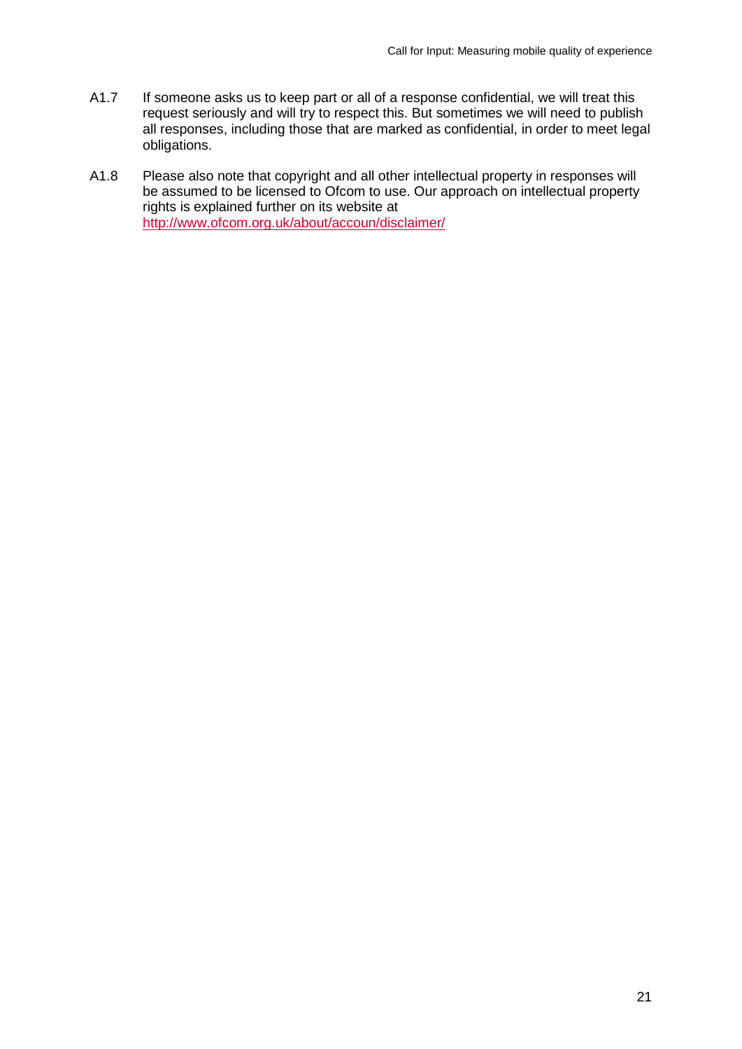A1.7 If someone asks us to keep part or all of a response confidential, we will treat this request seriously and will try to respect this. But sometimes we will need to publish all responses, including those that are marked as confidential, in order to meet legal obligations.

A1.8 Please also note that copyright and all other intellectual property in responses will be assumed to be licensed to Ofcom to use. Our approach on intellectual property rights is explained further on its website at http://www.ofcom.org.uk/about/accoun/disclaimer/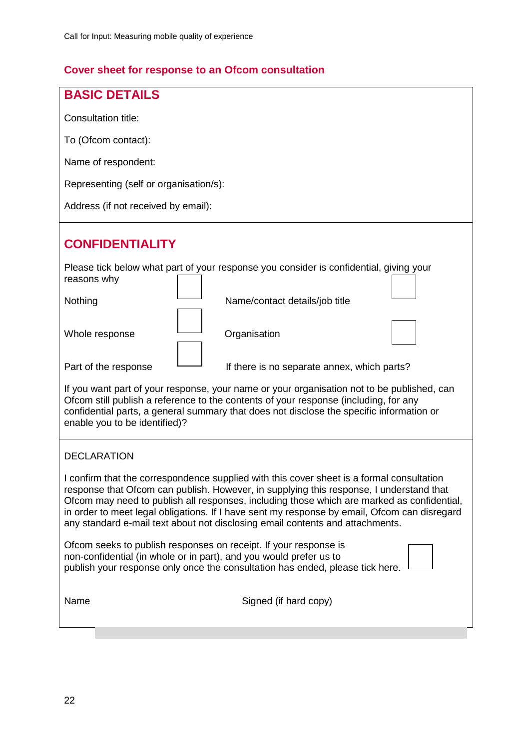## Cover sheet for response to an Ofcom consultation

### BASIC DETAILS

Consultation title:

To (Ofcom contact):

Name of respondent:

Representing (self or organisation/s):

Address (if not received by email):

### CONFIDENTIALITY

Please tick below what part of your response you consider is confidential, giving your reasons why

| | | | |
|---|---|---|---|
| Nothing | ☐ | Name/contact details/job title | ☐ |
| Whole response | ☐ | Organisation | ☐ |
| Part of the response | ☐ | If there is no separate annex, which parts? | |

If you want part of your response, your name or your organisation not to be published, can Ofcom still publish a reference to the contents of your response (including, for any confidential parts, a general summary that does not disclose the specific information or enable you to be identified)?

DECLARATION

I confirm that the correspondence supplied with this cover sheet is a formal consultation response that Ofcom can publish. However, in supplying this response, I understand that Ofcom may need to publish all responses, including those which are marked as confidential, in order to meet legal obligations. If I have sent my response by email, Ofcom can disregard any standard e-mail text about not disclosing email contents and attachments.

Ofcom seeks to publish responses on receipt. If your response is non-confidential (in whole or in part), and you would prefer us to publish your response only once the consultation has ended, please tick here. ☐

Name

Signed (if hard copy)